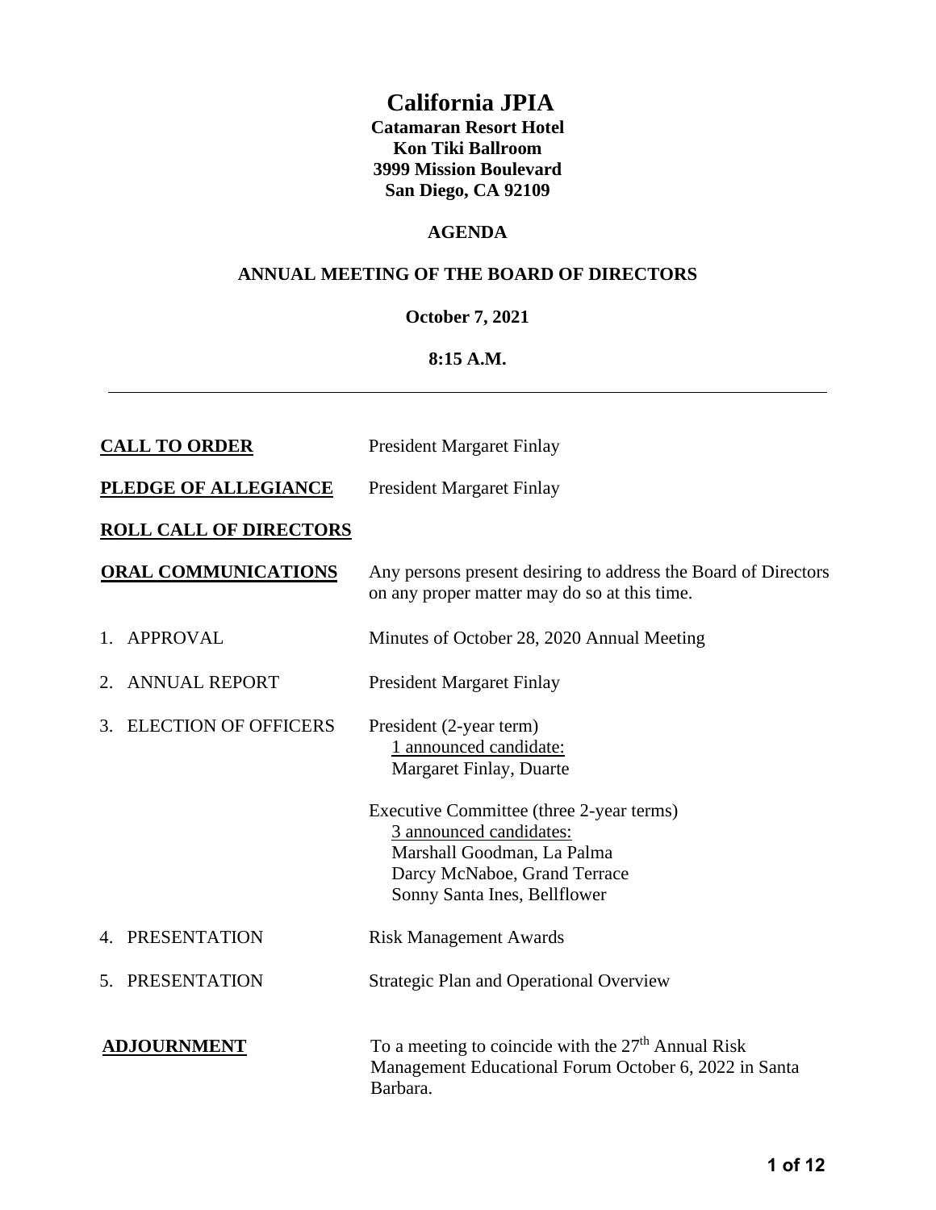# California JPIA

**Catamaran Resort Hotel**
**Kon Tiki Ballroom**
**3999 Mission Boulevard**
**San Diego, CA 92109**

## AGENDA

## ANNUAL MEETING OF THE BOARD OF DIRECTORS

**October 7, 2021**

**8:15 A.M.**

---

| | |
|---|---|
| **CALL TO ORDER** | President Margaret Finlay |
| **PLEDGE OF ALLEGIANCE** | President Margaret Finlay |
| **ROLL CALL OF DIRECTORS** | |
| **ORAL COMMUNICATIONS** | Any persons present desiring to address the Board of Directors on any proper matter may do so at this time. |
| 1. APPROVAL | Minutes of October 28, 2020 Annual Meeting |
| 2. ANNUAL REPORT | President Margaret Finlay |
| 3. ELECTION OF OFFICERS | President (2-year term)<br>1 announced candidate:<br>Margaret Finlay, Duarte<br><br>Executive Committee (three 2-year terms)<br>3 announced candidates:<br>Marshall Goodman, La Palma<br>Darcy McNaboe, Grand Terrace<br>Sonny Santa Ines, Bellflower |
| 4. PRESENTATION | Risk Management Awards |
| 5. PRESENTATION | Strategic Plan and Operational Overview |
| **ADJOURNMENT** | To a meeting to coincide with the 27th Annual Risk Management Educational Forum October 6, 2022 in Santa Barbara. |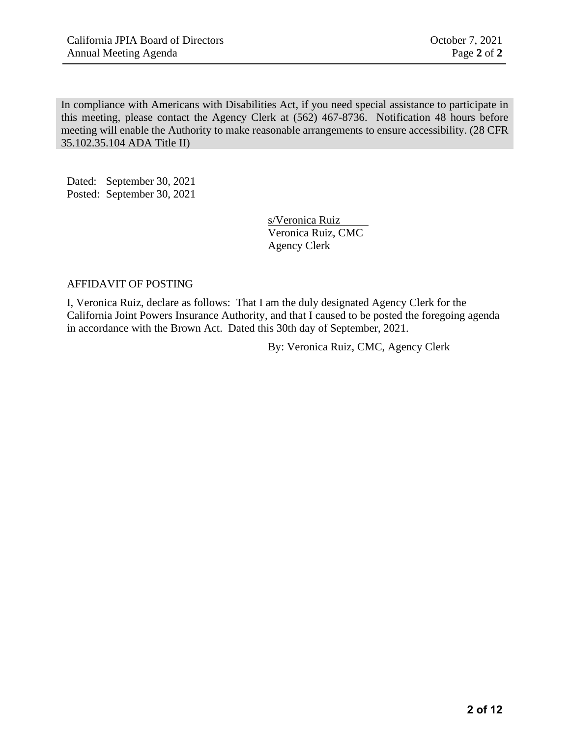In compliance with Americans with Disabilities Act, if you need special assistance to participate in this meeting, please contact the Agency Clerk at (562) 467-8736. Notification 48 hours before meeting will enable the Authority to make reasonable arrangements to ensure accessibility. (28 CFR 35.102.35.104 ADA Title II)

Dated: September 30, 2021
Posted: September 30, 2021

s/Veronica Ruiz
Veronica Ruiz, CMC
Agency Clerk

AFFIDAVIT OF POSTING

I, Veronica Ruiz, declare as follows: That I am the duly designated Agency Clerk for the California Joint Powers Insurance Authority, and that I caused to be posted the foregoing agenda in accordance with the Brown Act. Dated this 30th day of September, 2021.

By: Veronica Ruiz, CMC, Agency Clerk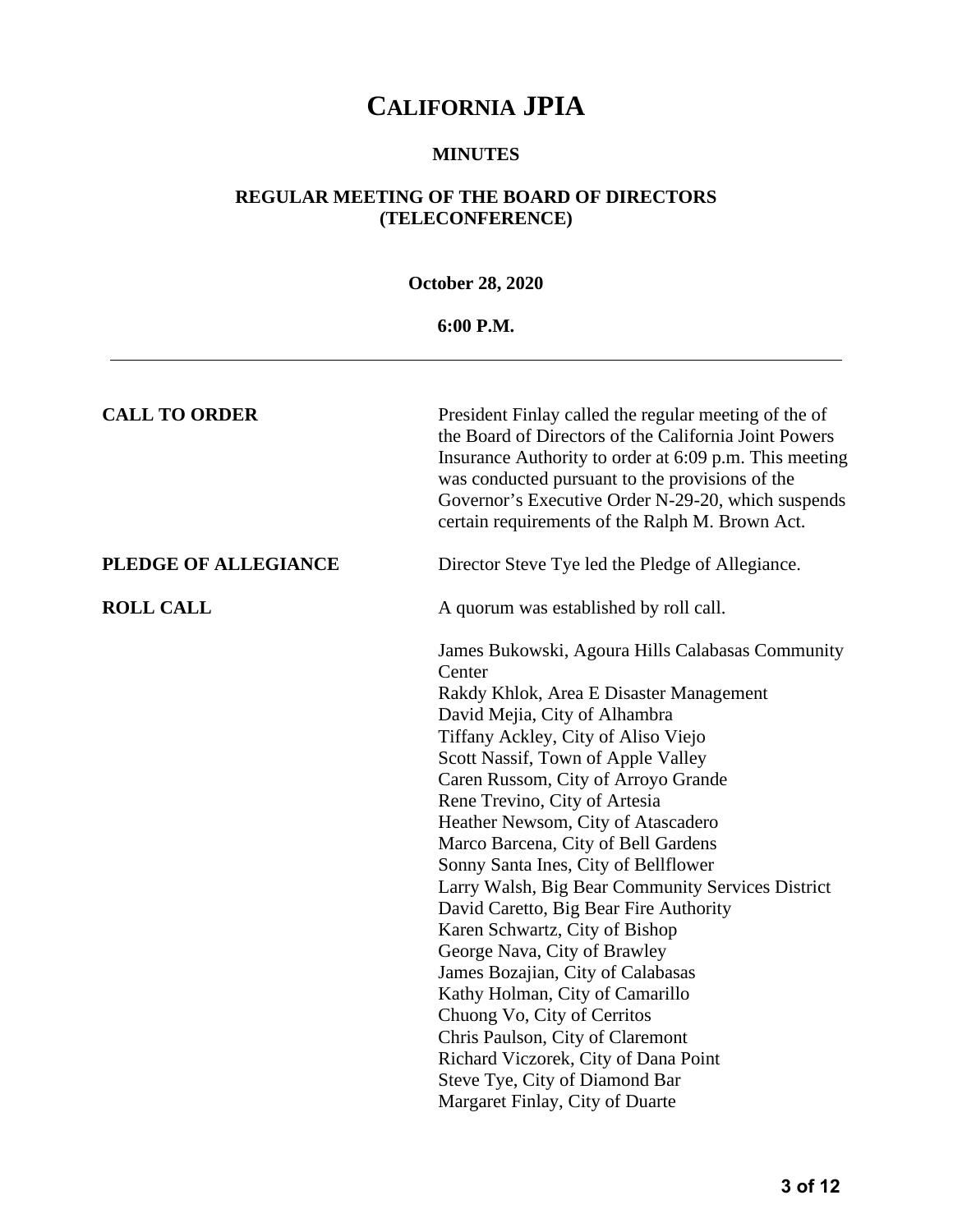# CALIFORNIA JPIA

## MINUTES

## REGULAR MEETING OF THE BOARD OF DIRECTORS (TELECONFERENCE)

**October 28, 2020**

**6:00 P.M.**

---

**CALL TO ORDER**

President Finlay called the regular meeting of the of the Board of Directors of the California Joint Powers Insurance Authority to order at 6:09 p.m. This meeting was conducted pursuant to the provisions of the Governor's Executive Order N-29-20, which suspends certain requirements of the Ralph M. Brown Act.

**PLEDGE OF ALLEGIANCE**

Director Steve Tye led the Pledge of Allegiance.

**ROLL CALL**

A quorum was established by roll call.

James Bukowski, Agoura Hills Calabasas Community Center
Rakdy Khlok, Area E Disaster Management
David Mejia, City of Alhambra
Tiffany Ackley, City of Aliso Viejo
Scott Nassif, Town of Apple Valley
Caren Russom, City of Arroyo Grande
Rene Trevino, City of Artesia
Heather Newsom, City of Atascadero
Marco Barcena, City of Bell Gardens
Sonny Santa Ines, City of Bellflower
Larry Walsh, Big Bear Community Services District
David Caretto, Big Bear Fire Authority
Karen Schwartz, City of Bishop
George Nava, City of Brawley
James Bozajian, City of Calabasas
Kathy Holman, City of Camarillo
Chuong Vo, City of Cerritos
Chris Paulson, City of Claremont
Richard Viczorek, City of Dana Point
Steve Tye, City of Diamond Bar
Margaret Finlay, City of Duarte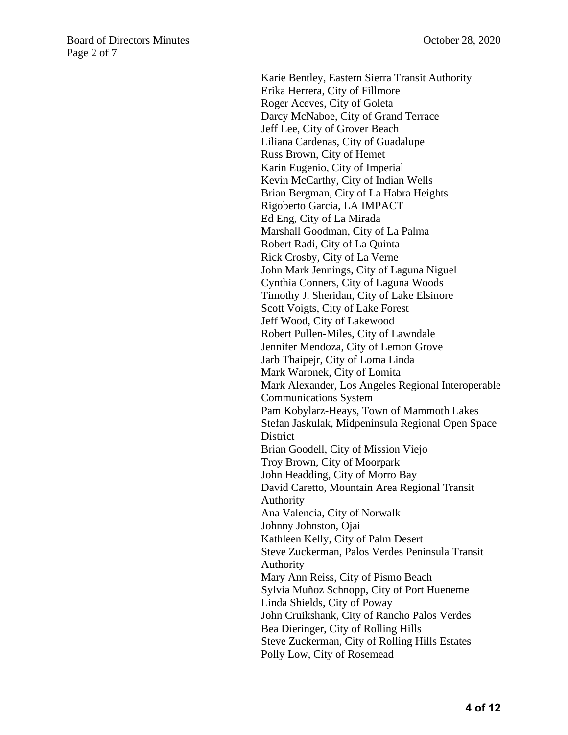Karie Bentley, Eastern Sierra Transit Authority
Erika Herrera, City of Fillmore
Roger Aceves, City of Goleta
Darcy McNaboe, City of Grand Terrace
Jeff Lee, City of Grover Beach
Liliana Cardenas, City of Guadalupe
Russ Brown, City of Hemet
Karin Eugenio, City of Imperial
Kevin McCarthy, City of Indian Wells
Brian Bergman, City of La Habra Heights
Rigoberto Garcia, LA IMPACT
Ed Eng, City of La Mirada
Marshall Goodman, City of La Palma
Robert Radi, City of La Quinta
Rick Crosby, City of La Verne
John Mark Jennings, City of Laguna Niguel
Cynthia Conners, City of Laguna Woods
Timothy J. Sheridan, City of Lake Elsinore
Scott Voigts, City of Lake Forest
Jeff Wood, City of Lakewood
Robert Pullen-Miles, City of Lawndale
Jennifer Mendoza, City of Lemon Grove
Jarb Thaipejr, City of Loma Linda
Mark Waronek, City of Lomita
Mark Alexander, Los Angeles Regional Interoperable Communications System
Pam Kobylarz-Heays, Town of Mammoth Lakes
Stefan Jaskulak, Midpeninsula Regional Open Space District
Brian Goodell, City of Mission Viejo
Troy Brown, City of Moorpark
John Headding, City of Morro Bay
David Caretto, Mountain Area Regional Transit Authority
Ana Valencia, City of Norwalk
Johnny Johnston, Ojai
Kathleen Kelly, City of Palm Desert
Steve Zuckerman, Palos Verdes Peninsula Transit Authority
Mary Ann Reiss, City of Pismo Beach
Sylvia Muñoz Schnopp, City of Port Hueneme
Linda Shields, City of Poway
John Cruikshank, City of Rancho Palos Verdes
Bea Dieringer, City of Rolling Hills
Steve Zuckerman, City of Rolling Hills Estates
Polly Low, City of Rosemead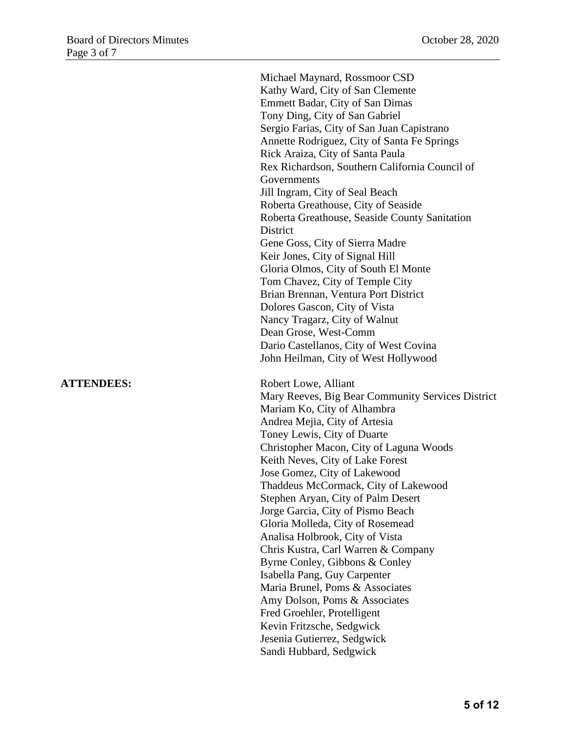Michael Maynard, Rossmoor CSD
Kathy Ward, City of San Clemente
Emmett Badar, City of San Dimas
Tony Ding, City of San Gabriel
Sergio Farias, City of San Juan Capistrano
Annette Rodriguez, City of Santa Fe Springs
Rick Araiza, City of Santa Paula
Rex Richardson, Southern California Council of Governments
Jill Ingram, City of Seal Beach
Roberta Greathouse, City of Seaside
Roberta Greathouse, Seaside County Sanitation District
Gene Goss, City of Sierra Madre
Keir Jones, City of Signal Hill
Gloria Olmos, City of South El Monte
Tom Chavez, City of Temple City
Brian Brennan, Ventura Port District
Dolores Gascon, City of Vista
Nancy Tragarz, City of Walnut
Dean Grose, West-Comm
Dario Castellanos, City of West Covina
John Heilman, City of West Hollywood

**ATTENDEES:**

Robert Lowe, Alliant
Mary Reeves, Big Bear Community Services District
Mariam Ko, City of Alhambra
Andrea Mejia, City of Artesia
Toney Lewis, City of Duarte
Christopher Macon, City of Laguna Woods
Keith Neves, City of Lake Forest
Jose Gomez, City of Lakewood
Thaddeus McCormack, City of Lakewood
Stephen Aryan, City of Palm Desert
Jorge Garcia, City of Pismo Beach
Gloria Molleda, City of Rosemead
Analisa Holbrook, City of Vista
Chris Kustra, Carl Warren & Company
Byrne Conley, Gibbons & Conley
Isabella Pang, Guy Carpenter
Maria Brunel, Poms & Associates
Amy Dolson, Poms & Associates
Fred Groehler, Protelligent
Kevin Fritzsche, Sedgwick
Jesenia Gutierrez, Sedgwick
Sandi Hubbard, Sedgwick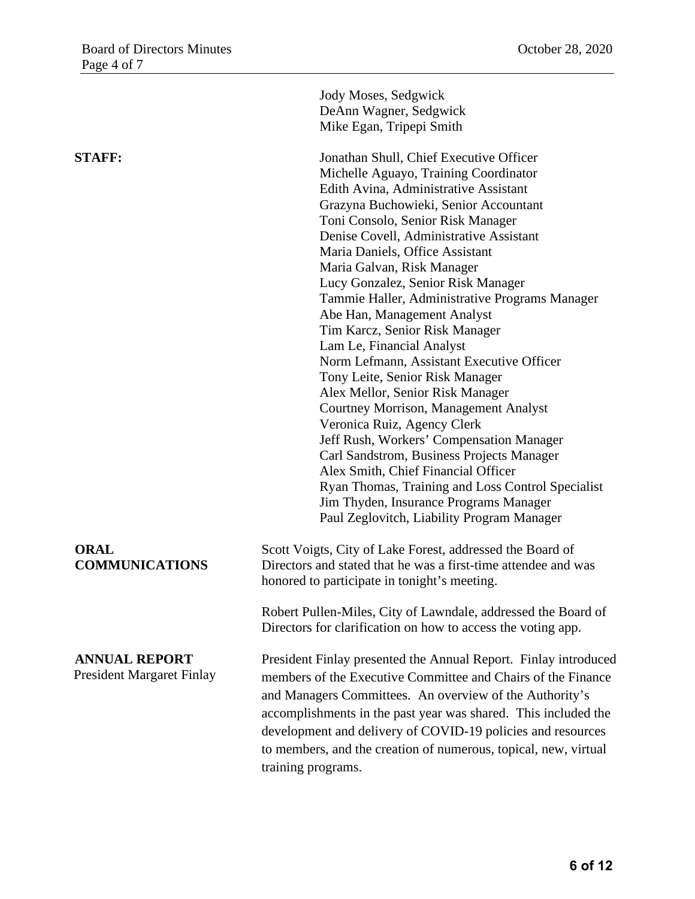Jody Moses, Sedgwick
DeAnn Wagner, Sedgwick
Mike Egan, Tripepi Smith

**STAFF:**

Jonathan Shull, Chief Executive Officer
Michelle Aguayo, Training Coordinator
Edith Avina, Administrative Assistant
Grazyna Buchowieki, Senior Accountant
Toni Consolo, Senior Risk Manager
Denise Covell, Administrative Assistant
Maria Daniels, Office Assistant
Maria Galvan, Risk Manager
Lucy Gonzalez, Senior Risk Manager
Tammie Haller, Administrative Programs Manager
Abe Han, Management Analyst
Tim Karcz, Senior Risk Manager
Lam Le, Financial Analyst
Norm Lefmann, Assistant Executive Officer
Tony Leite, Senior Risk Manager
Alex Mellor, Senior Risk Manager
Courtney Morrison, Management Analyst
Veronica Ruiz, Agency Clerk
Jeff Rush, Workers' Compensation Manager
Carl Sandstrom, Business Projects Manager
Alex Smith, Chief Financial Officer
Ryan Thomas, Training and Loss Control Specialist
Jim Thyden, Insurance Programs Manager
Paul Zeglovitch, Liability Program Manager

**ORAL COMMUNICATIONS**

Scott Voigts, City of Lake Forest, addressed the Board of Directors and stated that he was a first-time attendee and was honored to participate in tonight's meeting.

Robert Pullen-Miles, City of Lawndale, addressed the Board of Directors for clarification on how to access the voting app.

**ANNUAL REPORT**
President Margaret Finlay

President Finlay presented the Annual Report. Finlay introduced members of the Executive Committee and Chairs of the Finance and Managers Committees. An overview of the Authority's accomplishments in the past year was shared. This included the development and delivery of COVID-19 policies and resources to members, and the creation of numerous, topical, new, virtual training programs.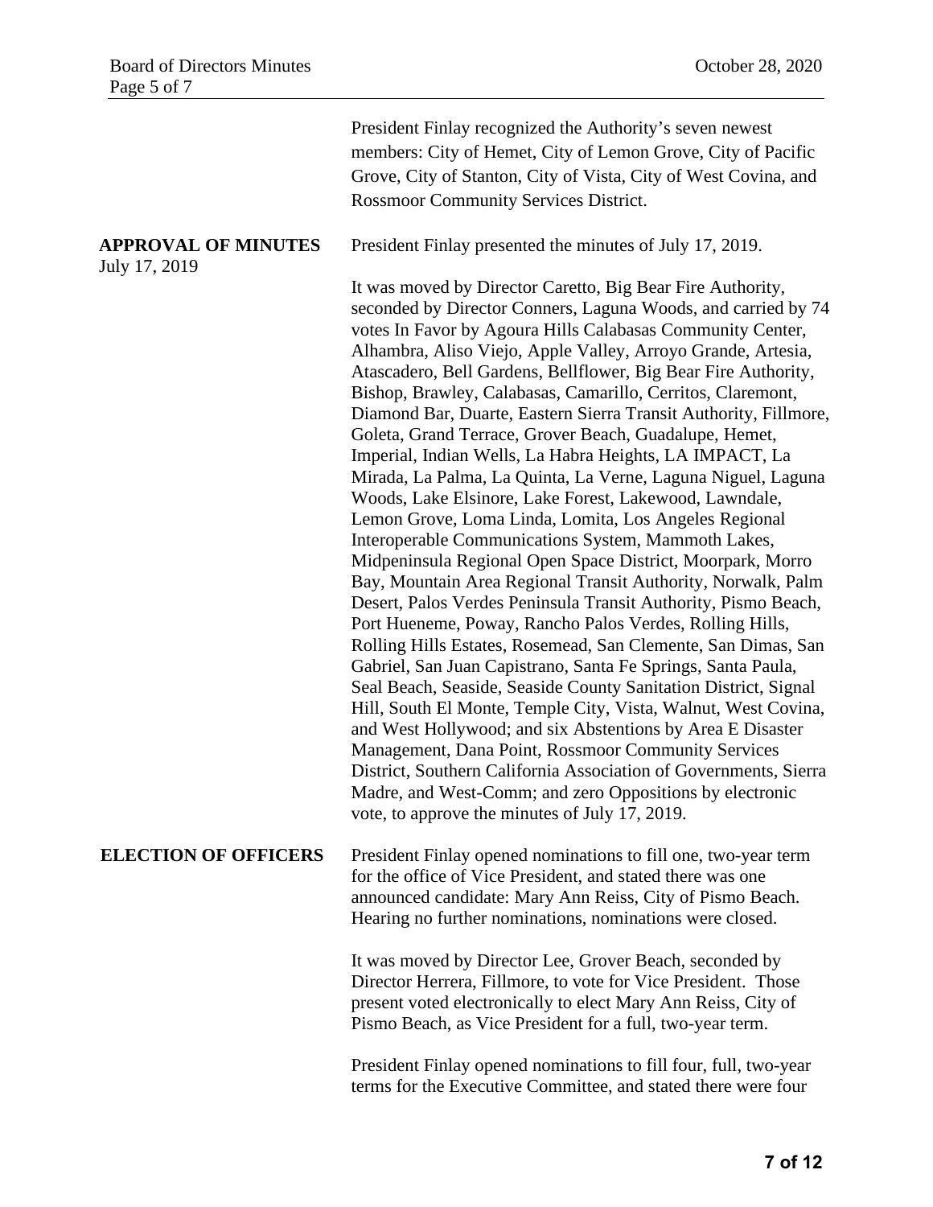President Finlay recognized the Authority's seven newest members: City of Hemet, City of Lemon Grove, City of Pacific Grove, City of Stanton, City of Vista, City of West Covina, and Rossmoor Community Services District.

**APPROVAL OF MINUTES**
July 17, 2019

President Finlay presented the minutes of July 17, 2019.

It was moved by Director Caretto, Big Bear Fire Authority, seconded by Director Conners, Laguna Woods, and carried by 74 votes In Favor by Agoura Hills Calabasas Community Center, Alhambra, Aliso Viejo, Apple Valley, Arroyo Grande, Artesia, Atascadero, Bell Gardens, Bellflower, Big Bear Fire Authority, Bishop, Brawley, Calabasas, Camarillo, Cerritos, Claremont, Diamond Bar, Duarte, Eastern Sierra Transit Authority, Fillmore, Goleta, Grand Terrace, Grover Beach, Guadalupe, Hemet, Imperial, Indian Wells, La Habra Heights, LA IMPACT, La Mirada, La Palma, La Quinta, La Verne, Laguna Niguel, Laguna Woods, Lake Elsinore, Lake Forest, Lakewood, Lawndale, Lemon Grove, Loma Linda, Lomita, Los Angeles Regional Interoperable Communications System, Mammoth Lakes, Midpeninsula Regional Open Space District, Moorpark, Morro Bay, Mountain Area Regional Transit Authority, Norwalk, Palm Desert, Palos Verdes Peninsula Transit Authority, Pismo Beach, Port Hueneme, Poway, Rancho Palos Verdes, Rolling Hills, Rolling Hills Estates, Rosemead, San Clemente, San Dimas, San Gabriel, San Juan Capistrano, Santa Fe Springs, Santa Paula, Seal Beach, Seaside, Seaside County Sanitation District, Signal Hill, South El Monte, Temple City, Vista, Walnut, West Covina, and West Hollywood; and six Abstentions by Area E Disaster Management, Dana Point, Rossmoor Community Services District, Southern California Association of Governments, Sierra Madre, and West-Comm; and zero Oppositions by electronic vote, to approve the minutes of July 17, 2019.

**ELECTION OF OFFICERS**

President Finlay opened nominations to fill one, two-year term for the office of Vice President, and stated there was one announced candidate: Mary Ann Reiss, City of Pismo Beach. Hearing no further nominations, nominations were closed.

It was moved by Director Lee, Grover Beach, seconded by Director Herrera, Fillmore, to vote for Vice President. Those present voted electronically to elect Mary Ann Reiss, City of Pismo Beach, as Vice President for a full, two-year term.

President Finlay opened nominations to fill four, full, two-year terms for the Executive Committee, and stated there were four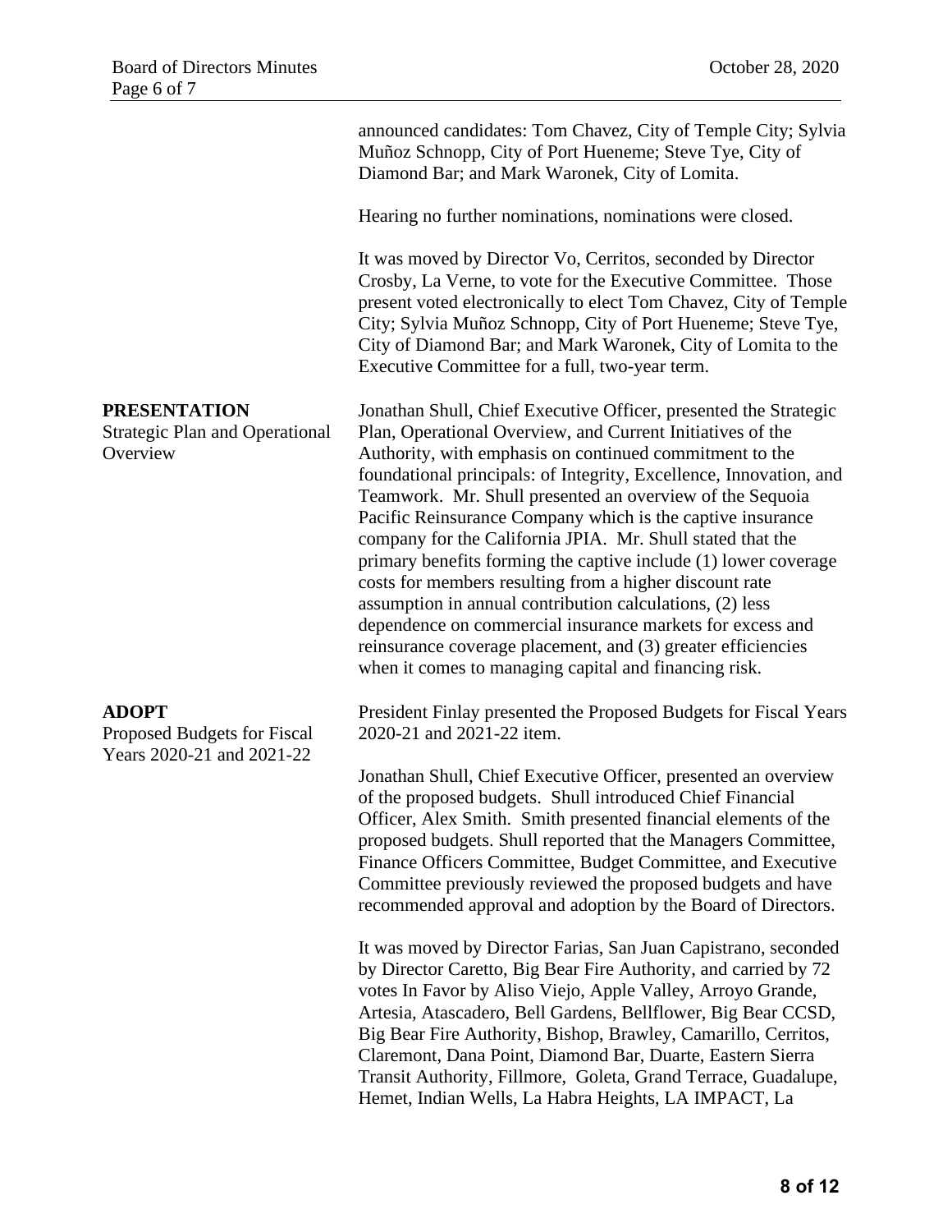announced candidates: Tom Chavez, City of Temple City; Sylvia Muñoz Schnopp, City of Port Hueneme; Steve Tye, City of Diamond Bar; and Mark Waronek, City of Lomita.

Hearing no further nominations, nominations were closed.

It was moved by Director Vo, Cerritos, seconded by Director Crosby, La Verne, to vote for the Executive Committee. Those present voted electronically to elect Tom Chavez, City of Temple City; Sylvia Muñoz Schnopp, City of Port Hueneme; Steve Tye, City of Diamond Bar; and Mark Waronek, City of Lomita to the Executive Committee for a full, two-year term.

**PRESENTATION**
Strategic Plan and Operational Overview

Jonathan Shull, Chief Executive Officer, presented the Strategic Plan, Operational Overview, and Current Initiatives of the Authority, with emphasis on continued commitment to the foundational principals: of Integrity, Excellence, Innovation, and Teamwork. Mr. Shull presented an overview of the Sequoia Pacific Reinsurance Company which is the captive insurance company for the California JPIA. Mr. Shull stated that the primary benefits forming the captive include (1) lower coverage costs for members resulting from a higher discount rate assumption in annual contribution calculations, (2) less dependence on commercial insurance markets for excess and reinsurance coverage placement, and (3) greater efficiencies when it comes to managing capital and financing risk.

**ADOPT**
Proposed Budgets for Fiscal Years 2020-21 and 2021-22

President Finlay presented the Proposed Budgets for Fiscal Years 2020-21 and 2021-22 item.

Jonathan Shull, Chief Executive Officer, presented an overview of the proposed budgets. Shull introduced Chief Financial Officer, Alex Smith. Smith presented financial elements of the proposed budgets. Shull reported that the Managers Committee, Finance Officers Committee, Budget Committee, and Executive Committee previously reviewed the proposed budgets and have recommended approval and adoption by the Board of Directors.

It was moved by Director Farias, San Juan Capistrano, seconded by Director Caretto, Big Bear Fire Authority, and carried by 72 votes In Favor by Aliso Viejo, Apple Valley, Arroyo Grande, Artesia, Atascadero, Bell Gardens, Bellflower, Big Bear CCSD, Big Bear Fire Authority, Bishop, Brawley, Camarillo, Cerritos, Claremont, Dana Point, Diamond Bar, Duarte, Eastern Sierra Transit Authority, Fillmore, Goleta, Grand Terrace, Guadalupe, Hemet, Indian Wells, La Habra Heights, LA IMPACT, La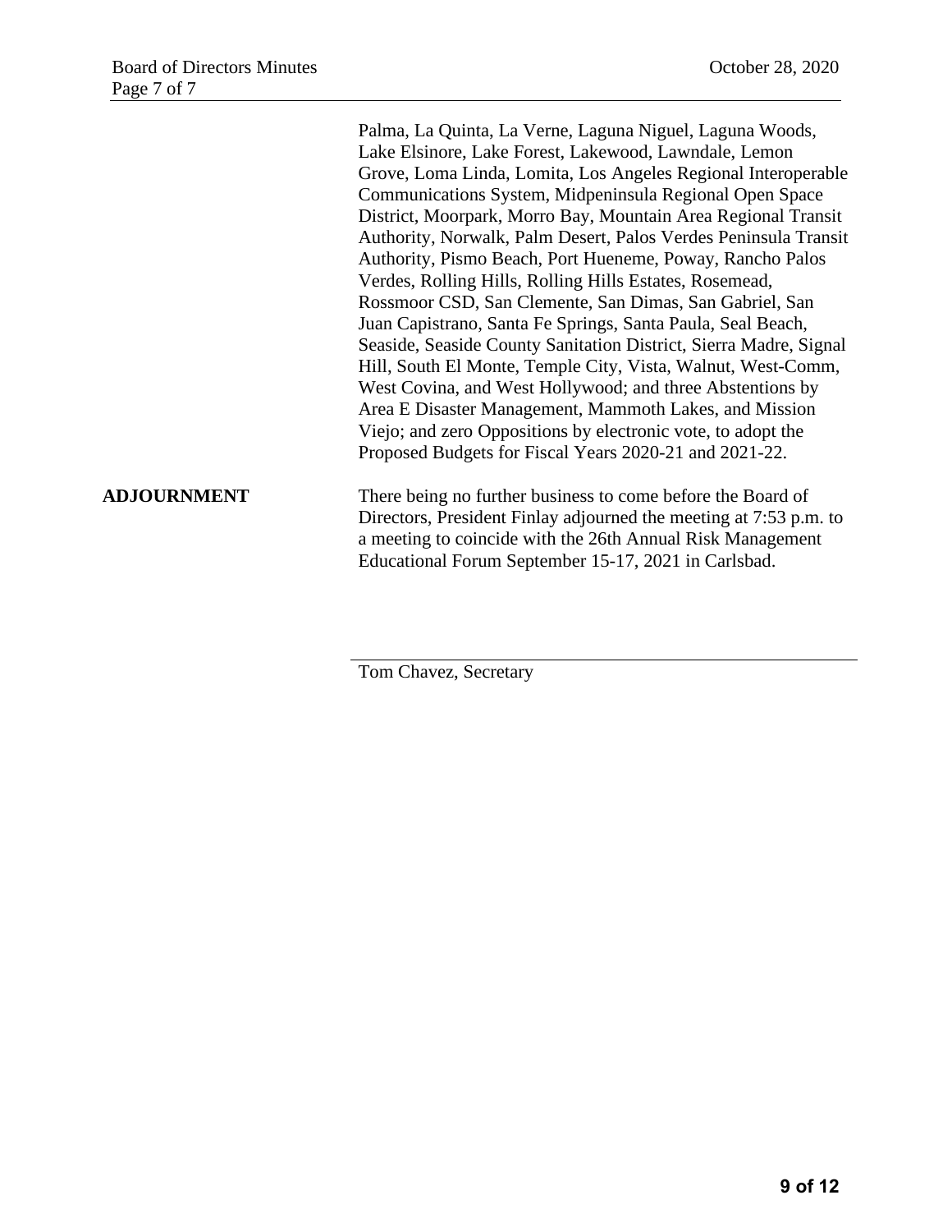Palma, La Quinta, La Verne, Laguna Niguel, Laguna Woods, Lake Elsinore, Lake Forest, Lakewood, Lawndale, Lemon Grove, Loma Linda, Lomita, Los Angeles Regional Interoperable Communications System, Midpeninsula Regional Open Space District, Moorpark, Morro Bay, Mountain Area Regional Transit Authority, Norwalk, Palm Desert, Palos Verdes Peninsula Transit Authority, Pismo Beach, Port Hueneme, Poway, Rancho Palos Verdes, Rolling Hills, Rolling Hills Estates, Rosemead, Rossmoor CSD, San Clemente, San Dimas, San Gabriel, San Juan Capistrano, Santa Fe Springs, Santa Paula, Seal Beach, Seaside, Seaside County Sanitation District, Sierra Madre, Signal Hill, South El Monte, Temple City, Vista, Walnut, West-Comm, West Covina, and West Hollywood; and three Abstentions by Area E Disaster Management, Mammoth Lakes, and Mission Viejo; and zero Oppositions by electronic vote, to adopt the Proposed Budgets for Fiscal Years 2020-21 and 2021-22.

**ADJOURNMENT**

There being no further business to come before the Board of Directors, President Finlay adjourned the meeting at 7:53 p.m. to a meeting to coincide with the 26th Annual Risk Management Educational Forum September 15-17, 2021 in Carlsbad.

Tom Chavez, Secretary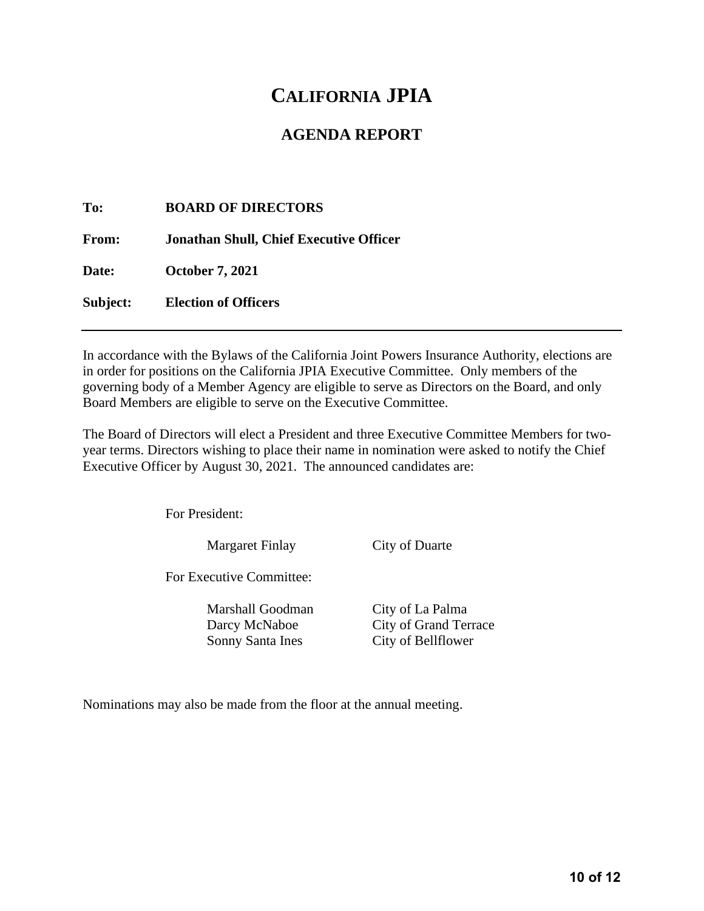# California JPIA

## AGENDA REPORT

**To:** **BOARD OF DIRECTORS**

**From:** **Jonathan Shull, Chief Executive Officer**

**Date:** **October 7, 2021**

**Subject:** **Election of Officers**

---

In accordance with the Bylaws of the California Joint Powers Insurance Authority, elections are in order for positions on the California JPIA Executive Committee. Only members of the governing body of a Member Agency are eligible to serve as Directors on the Board, and only Board Members are eligible to serve on the Executive Committee.

The Board of Directors will elect a President and three Executive Committee Members for two-year terms. Directors wishing to place their name in nomination were asked to notify the Chief Executive Officer by August 30, 2021. The announced candidates are:

For President:

| | |
|---|---|
| Margaret Finlay | City of Duarte |

For Executive Committee:

| | |
|---|---|
| Marshall Goodman | City of La Palma |
| Darcy McNaboe | City of Grand Terrace |
| Sonny Santa Ines | City of Bellflower |

Nominations may also be made from the floor at the annual meeting.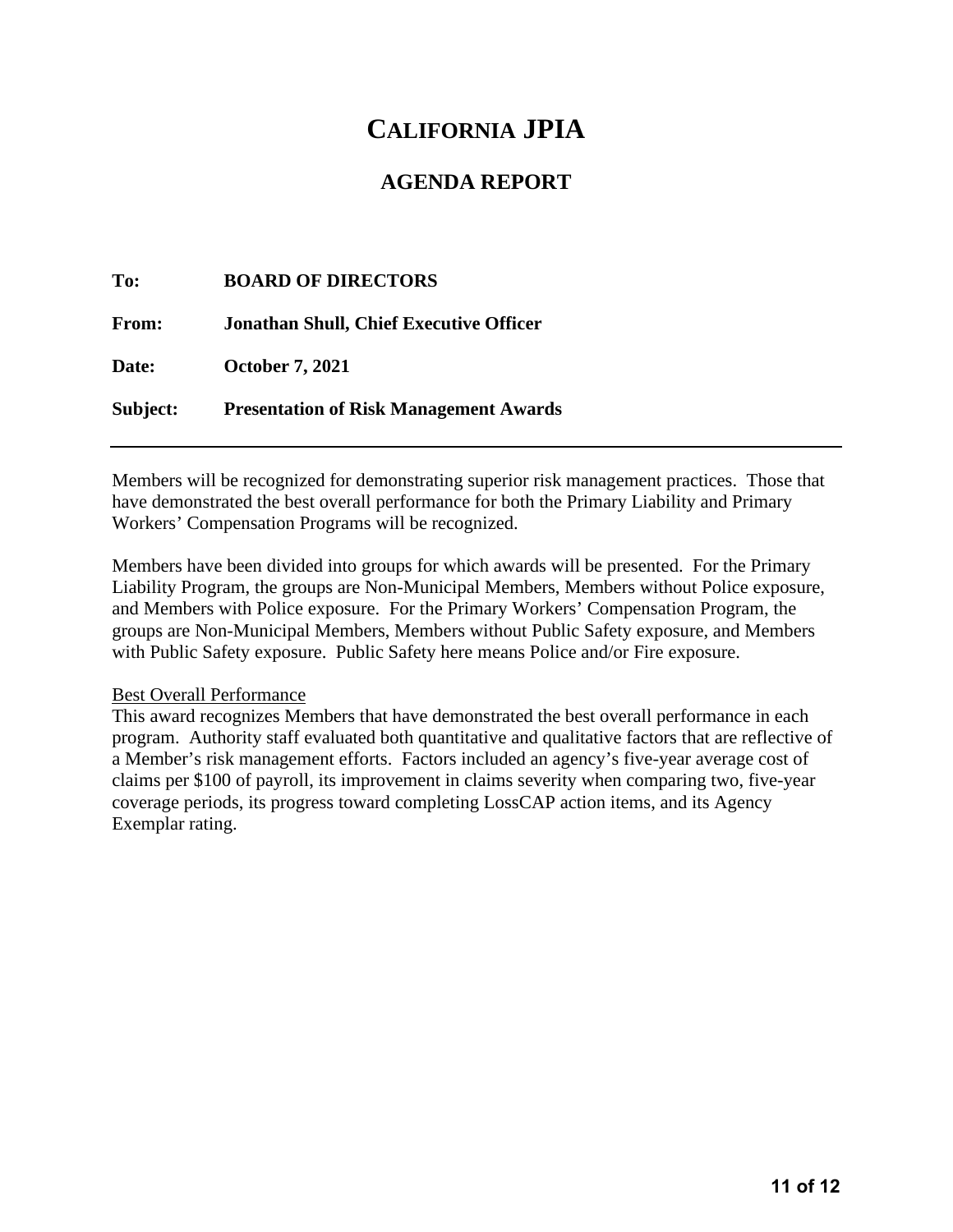# CALIFORNIA JPIA

## AGENDA REPORT

**To:** **BOARD OF DIRECTORS**

**From:** **Jonathan Shull, Chief Executive Officer**

**Date:** **October 7, 2021**

**Subject:** **Presentation of Risk Management Awards**

---

Members will be recognized for demonstrating superior risk management practices. Those that have demonstrated the best overall performance for both the Primary Liability and Primary Workers' Compensation Programs will be recognized.

Members have been divided into groups for which awards will be presented. For the Primary Liability Program, the groups are Non-Municipal Members, Members without Police exposure, and Members with Police exposure. For the Primary Workers' Compensation Program, the groups are Non-Municipal Members, Members without Public Safety exposure, and Members with Public Safety exposure. Public Safety here means Police and/or Fire exposure.

<u>Best Overall Performance</u>
This award recognizes Members that have demonstrated the best overall performance in each program. Authority staff evaluated both quantitative and qualitative factors that are reflective of a Member's risk management efforts. Factors included an agency's five-year average cost of claims per $100 of payroll, its improvement in claims severity when comparing two, five-year coverage periods, its progress toward completing LossCAP action items, and its Agency Exemplar rating.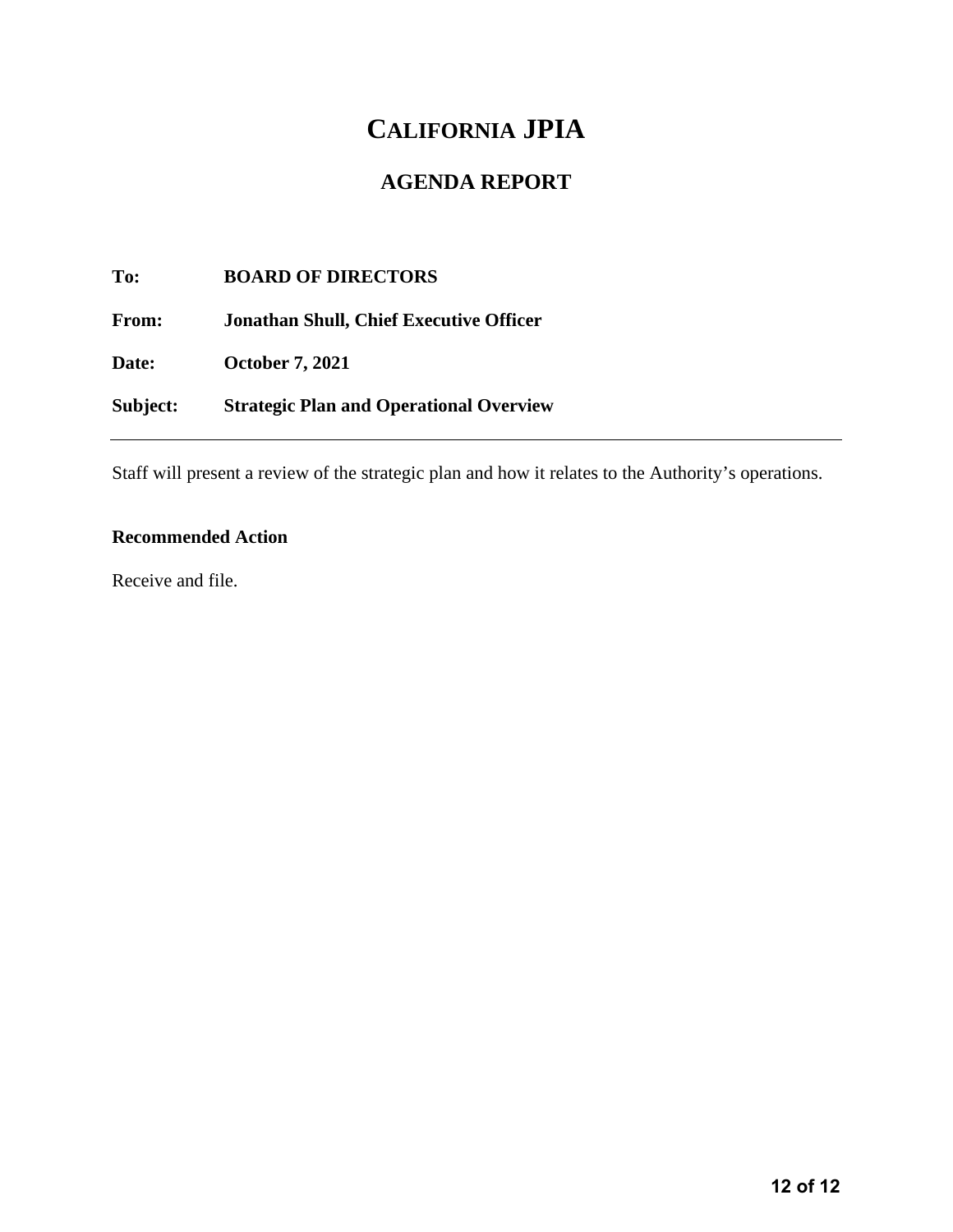# CALIFORNIA JPIA

## AGENDA REPORT

**To:** **BOARD OF DIRECTORS**

**From:** **Jonathan Shull, Chief Executive Officer**

**Date:** **October 7, 2021**

**Subject:** **Strategic Plan and Operational Overview**

---

Staff will present a review of the strategic plan and how it relates to the Authority's operations.

**Recommended Action**

Receive and file.